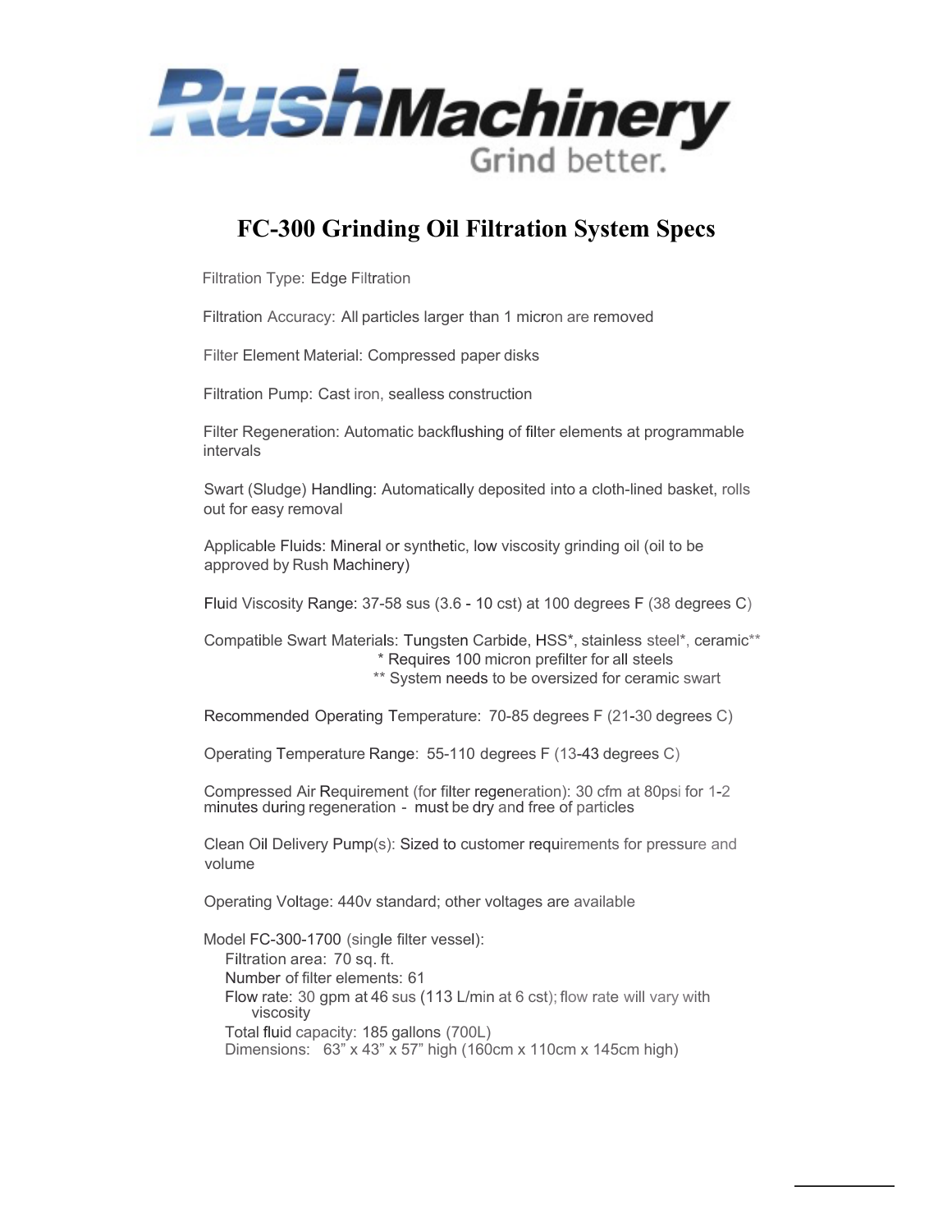# FC-300 Grinding Oil Filtration System Specs

Filtration Type: Edge Filtration

Filtration Accuracy: All particles larger than 1 micron are removed

Filter Element Material: Compressed paper disks

Filtration Pump: Cast iron, sealless construction

Filter Regeneration: Automatic backflushing of filter elements at programmable intervals

Swart (Sludge) Handling: Automatically deposited into a cloth-lined basket, rolls out for easy removal

Applicable Fluids: Mineral or synthetic, low viscosity grinding oil (oil to be approved by Rush Machinery)

Fluid Viscosity Range: 37-58 sus (3.6 - 10 cst) at 100 degrees F (38 degrees C)

Compatible Swart Materials: Tungsten Carbide, HSS*, stainless steel*, ceramic**
* Requires 100 micron prefilter for all steels
** System needs to be oversized for ceramic swart

Recommended Operating Temperature: 70-85 degrees F (21-30 degrees C)

Operating Temperature Range: 55-110 degrees F (13-43 degrees C)

Compressed Air Requirement (for filter regeneration): 30 cfm at 80psi for 1-2 minutes during regeneration - must be dry and free of particles

Clean Oil Delivery Pump(s): Sized to customer requirements for pressure and volume

Operating Voltage: 440v standard; other voltages are available

Model FC-300-1700 (single filter vessel):
- Filtration area: 70 sq. ft.
- Number of filter elements: 61
- Flow rate: 30 gpm at 46 sus (113 L/min at 6 cst); flow rate will vary with viscosity
- Total fluid capacity: 185 gallons (700L)
- Dimensions: 63” x 43” x 57” high (160cm x 110cm x 145cm high)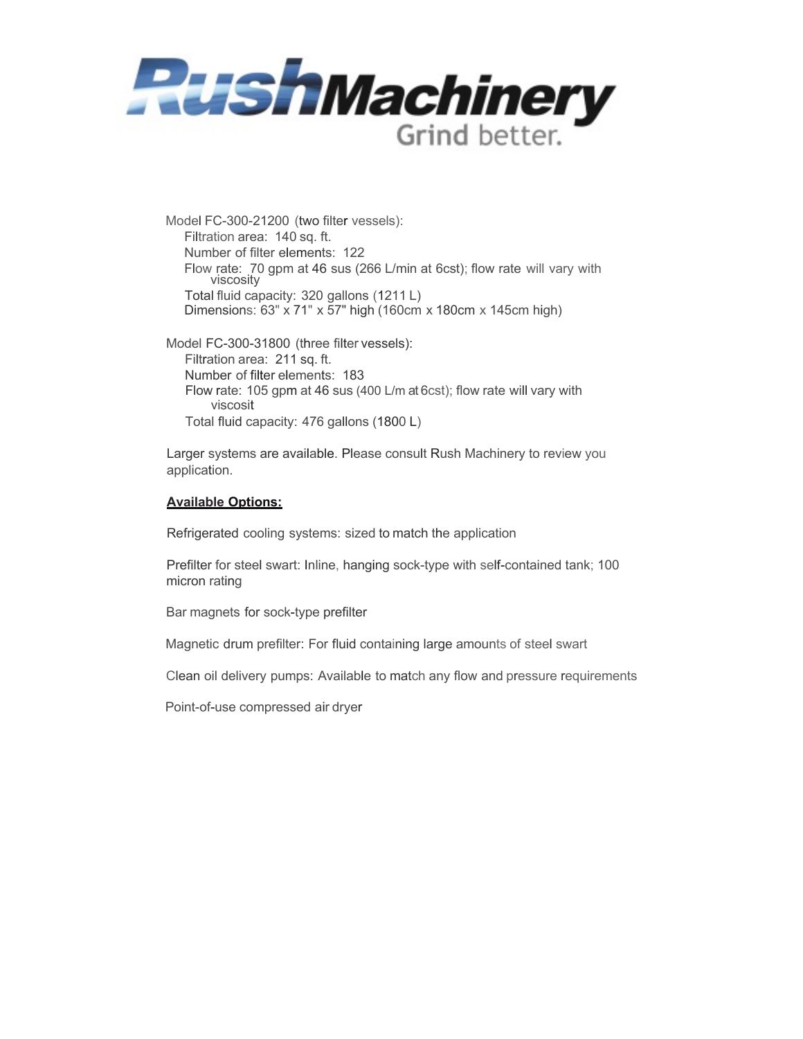Model FC-300-21200 (two filter vessels):

- Filtration area: 140 sq. ft.
- Number of filter elements: 122
- Flow rate: 70 gpm at 46 sus (266 L/min at 6cst); flow rate will vary with viscosity
- Total fluid capacity: 320 gallons (1211 L)
- Dimensions: 63" x 71" x 57" high (160cm x 180cm x 145cm high)

Model FC-300-31800 (three filter vessels):

- Filtration area: 211 sq. ft.
- Number of filter elements: 183
- Flow rate: 105 gpm at 46 sus (400 L/m at 6cst); flow rate will vary with viscosit
- Total fluid capacity: 476 gallons (1800 L)

Larger systems are available. Please consult Rush Machinery to review you application.

**Available Options:**

Refrigerated cooling systems: sized to match the application

Prefilter for steel swart: Inline, hanging sock-type with self-contained tank; 100 micron rating

Bar magnets for sock-type prefilter

Magnetic drum prefilter: For fluid containing large amounts of steel swart

Clean oil delivery pumps: Available to match any flow and pressure requirements

Point-of-use compressed air dryer